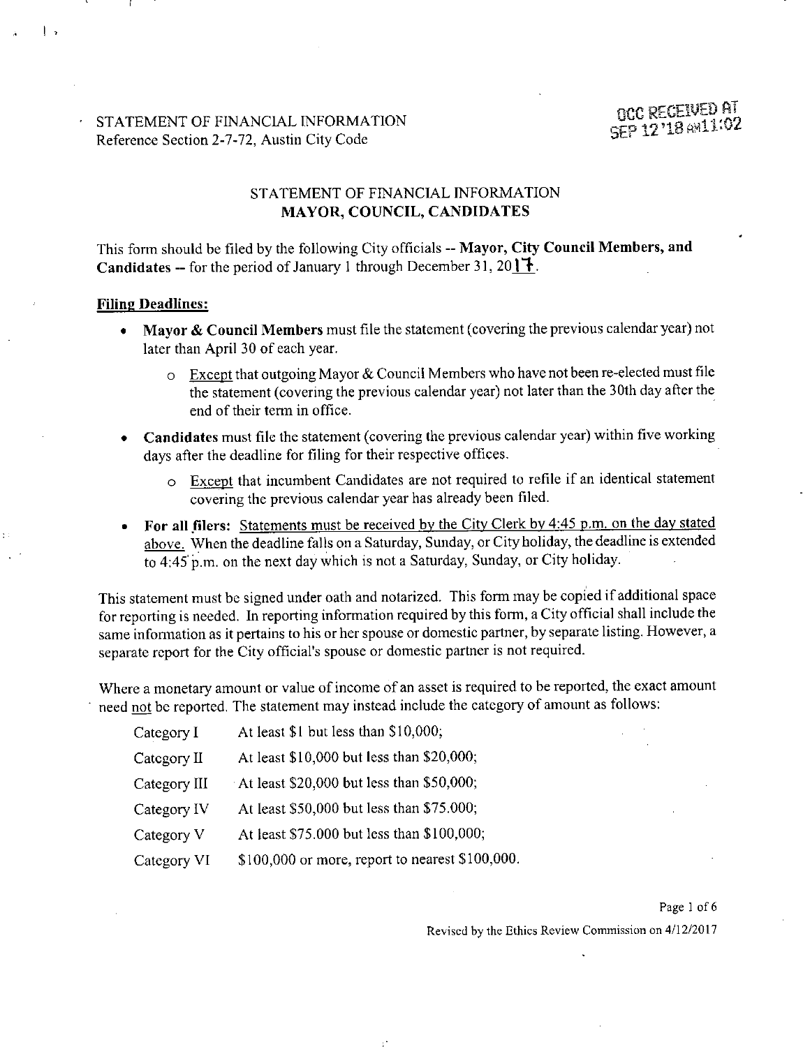STATEMENT OF FINANCIAL INFORMATION
Reference Section 2-7-72, Austin City Code

OCC RECEIVED AT SEP 12 '18 AM11:02

## STATEMENT OF FINANCIAL INFORMATION
## MAYOR, COUNCIL, CANDIDATES

This form should be filed by the following City officials -- **Mayor, City Council Members, and Candidates** -- for the period of January 1 through December 31, 2017.

**Filing Deadlines:**

- **Mayor & Council Members** must file the statement (covering the previous calendar year) not later than April 30 of each year.
  - Except that outgoing Mayor & Council Members who have not been re-elected must file the statement (covering the previous calendar year) not later than the 30th day after the end of their term in office.
- **Candidates** must file the statement (covering the previous calendar year) within five working days after the deadline for filing for their respective offices.
  - Except that incumbent Candidates are not required to refile if an identical statement covering the previous calendar year has already been filed.
- **For all filers:** Statements must be received by the City Clerk by 4:45 p.m. on the day stated above. When the deadline falls on a Saturday, Sunday, or City holiday, the deadline is extended to 4:45 p.m. on the next day which is not a Saturday, Sunday, or City holiday.

This statement must be signed under oath and notarized. This form may be copied if additional space for reporting is needed. In reporting information required by this form, a City official shall include the same information as it pertains to his or her spouse or domestic partner, by separate listing. However, a separate report for the City official's spouse or domestic partner is not required.

Where a monetary amount or value of income of an asset is required to be reported, the exact amount need not be reported. The statement may instead include the category of amount as follows:

| Category | Amount |
|---|---|
| Category I | At least $1 but less than $10,000; |
| Category II | At least $10,000 but less than $20,000; |
| Category III | At least $20,000 but less than $50,000; |
| Category IV | At least $50,000 but less than $75.000; |
| Category V | At least $75.000 but less than $100,000; |
| Category VI | $100,000 or more, report to nearest $100,000. |

Revised by the Ethics Review Commission on 4/12/2017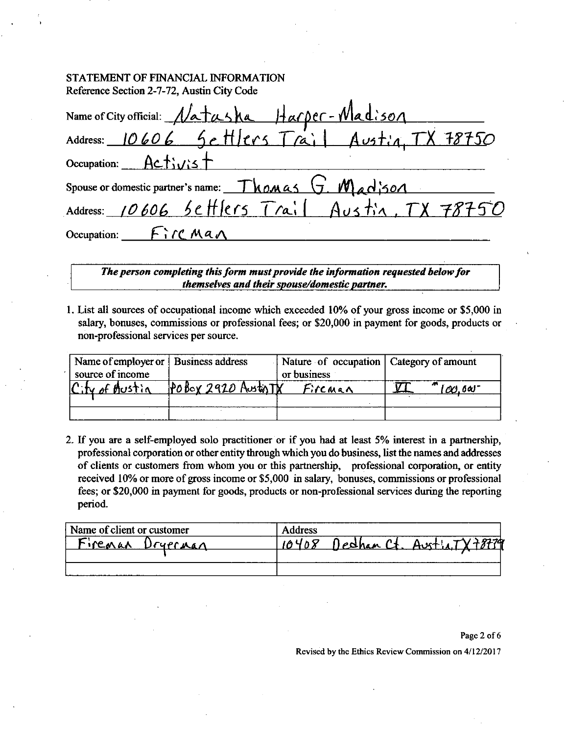STATEMENT OF FINANCIAL INFORMATION
Reference Section 2-7-72, Austin City Code

Name of City official: Natasha Harper-Madison

Address: 10606 Settlers Trail Austin, TX 78750

Occupation: Activist

Spouse or domestic partner's name: Thomas G. Madison

Address: 10606 Settlers Trail Austin, TX 78750

Occupation: Fireman

***The person completing this form must provide the information requested below for themselves and their spouse/domestic partner.***

1. List all sources of occupational income which exceeded 10% of your gross income or $5,000 in salary, bonuses, commissions or professional fees; or $20,000 in payment for goods, products or non-professional services per source.

| Name of employer or source of income | Business address | Nature of occupation or business | Category of amount |
| --- | --- | --- | --- |
| City of Austin | PO Box 2920 Austin TX | Fireman | VI "100,000- |
| | | | |
| | | | |

2. If you are a self-employed solo practitioner or if you had at least 5% interest in a partnership, professional corporation or other entity through which you do business, list the names and addresses of clients or customers from whom you or this partnership, professional corporation, or entity received 10% or more of gross income or $5,000 in salary, bonuses, commissions or professional fees; or $20,000 in payment for goods, products or non-professional services during the reporting period.

| Name of client or customer | Address |
| --- | --- |
| Fireman Dryerman | 10408 Dedham Ct. Austin TX 78739 |
| | |
| | |

Revised by the Ethics Review Commission on 4/12/2017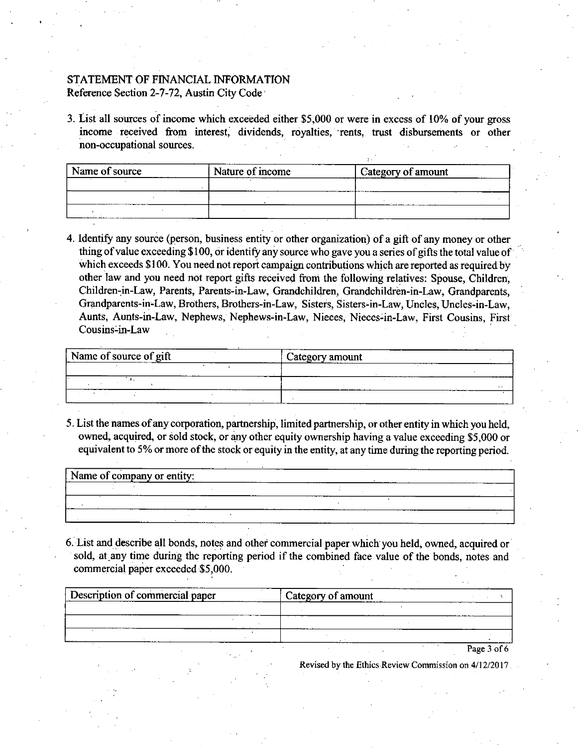STATEMENT OF FINANCIAL INFORMATION
Reference Section 2-7-72, Austin City Code

3. List all sources of income which exceeded either $5,000 or were in excess of 10% of your gross income received from interest, dividends, royalties, rents, trust disbursements or other non-occupational sources.

| Name of source | Nature of income | Category of amount |
|---|---|---|
| | | |
| | | |
| | | |

4. Identify any source (person, business entity or other organization) of a gift of any money or other thing of value exceeding $100, or identify any source who gave you a series of gifts the total value of which exceeds $100. You need not report campaign contributions which are reported as required by other law and you need not report gifts received from the following relatives: Spouse, Children, Children-in-Law, Parents, Parents-in-Law, Grandchildren, Grandchildren-in-Law, Grandparents, Grandparents-in-Law, Brothers, Brothers-in-Law, Sisters, Sisters-in-Law, Uncles, Uncles-in-Law, Aunts, Aunts-in-Law, Nephews, Nephews-in-Law, Nieces, Nieces-in-Law, First Cousins, First Cousins-in-Law

| Name of source of gift | Category amount |
|---|---|
| | |
| | |
| | |

5. List the names of any corporation, partnership, limited partnership, or other entity in which you held, owned, acquired, or sold stock, or any other equity ownership having a value exceeding $5,000 or equivalent to 5% or more of the stock or equity in the entity, at any time during the reporting period.

| Name of company or entity: |
|---|
| |
| |
| |

6. List and describe all bonds, notes and other commercial paper which you held, owned, acquired or sold, at any time during the reporting period if the combined face value of the bonds, notes and commercial paper exceeded $5,000.

| Description of commercial paper | Category of amount |
|---|---|
| | |
| | |
| | |

Revised by the Ethics Review Commission on 4/12/2017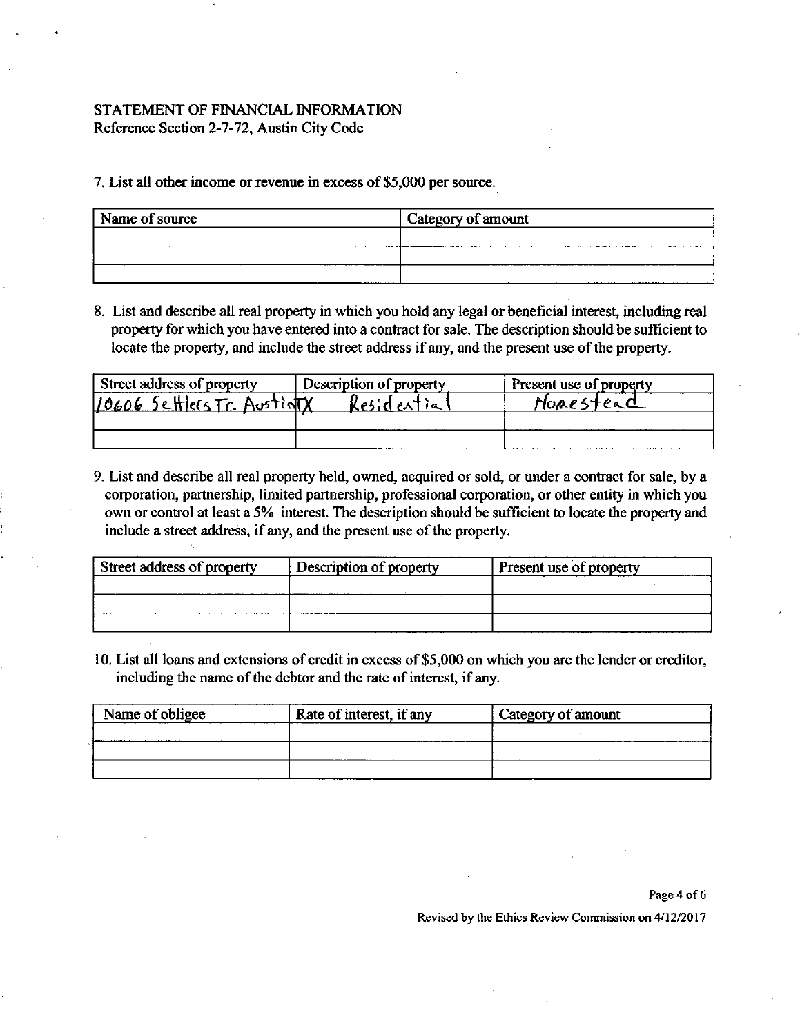STATEMENT OF FINANCIAL INFORMATION
Reference Section 2-7-72, Austin City Code

7. List all other income or revenue in excess of $5,000 per source.

| Name of source | Category of amount |
|---|---|
| | |
| | |
| | |

8. List and describe all real property in which you hold any legal or beneficial interest, including real property for which you have entered into a contract for sale. The description should be sufficient to locate the property, and include the street address if any, and the present use of the property.

| Street address of property | Description of property | Present use of property |
|---|---|---|
| 10606 Settlers Tr. Austin TX | Residential | Homestead |
| | | |
| | | |

9. List and describe all real property held, owned, acquired or sold, or under a contract for sale, by a corporation, partnership, limited partnership, professional corporation, or other entity in which you own or control at least a 5% interest. The description should be sufficient to locate the property and include a street address, if any, and the present use of the property.

| Street address of property | Description of property | Present use of property |
|---|---|---|
| | | |
| | | |
| | | |

10. List all loans and extensions of credit in excess of $5,000 on which you are the lender or creditor, including the name of the debtor and the rate of interest, if any.

| Name of obligee | Rate of interest, if any | Category of amount |
|---|---|---|
| | | |
| | | |
| | | |

Revised by the Ethics Review Commission on 4/12/2017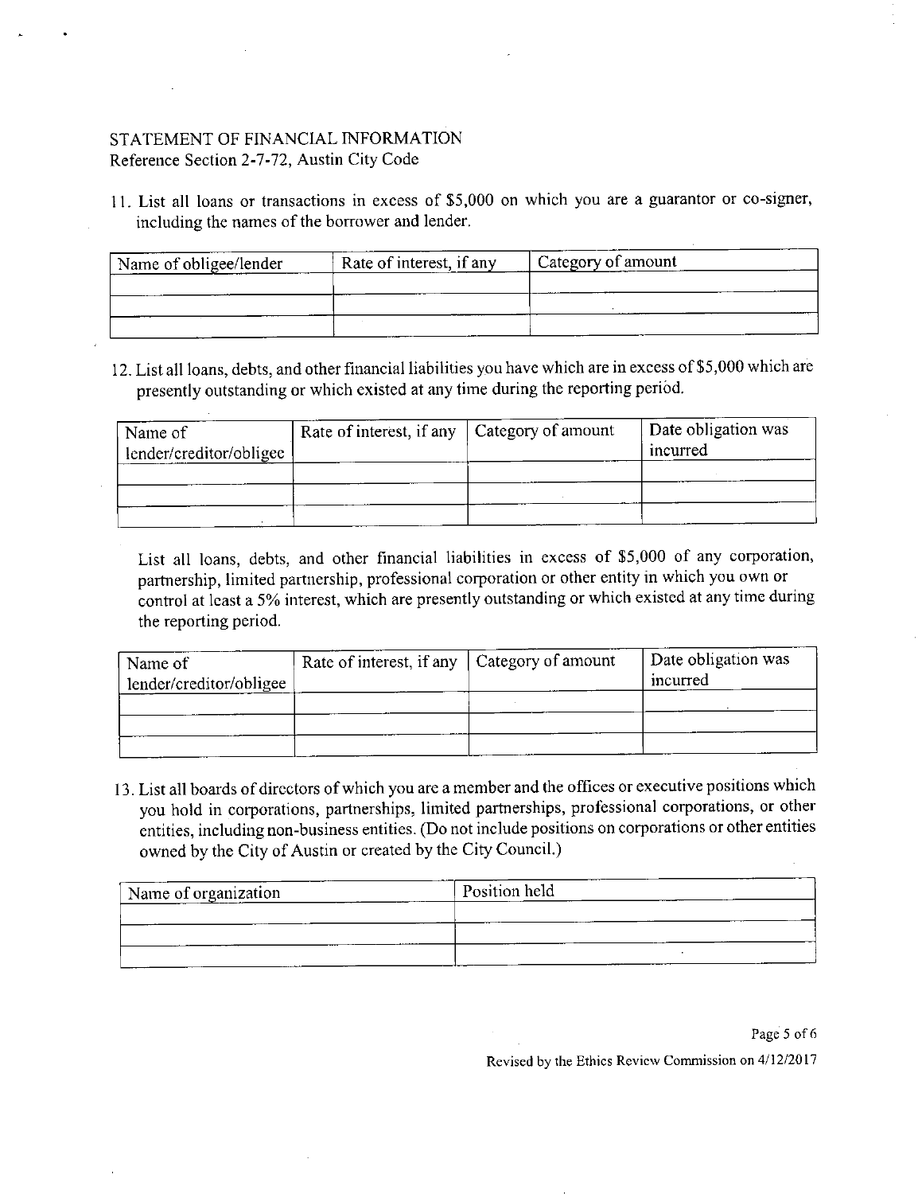STATEMENT OF FINANCIAL INFORMATION
Reference Section 2-7-72, Austin City Code

11. List all loans or transactions in excess of $5,000 on which you are a guarantor or co-signer, including the names of the borrower and lender.

| Name of obligee/lender | Rate of interest, if any | Category of amount |
| --- | --- | --- |
| | | |
| | | |
| | | |

12. List all loans, debts, and other financial liabilities you have which are in excess of $5,000 which are presently outstanding or which existed at any time during the reporting period.

| Name of lender/creditor/obligee | Rate of interest, if any | Category of amount | Date obligation was incurred |
| --- | --- | --- | --- |
| | | | |
| | | | |
| | | | |

List all loans, debts, and other financial liabilities in excess of $5,000 of any corporation, partnership, limited partnership, professional corporation or other entity in which you own or control at least a 5% interest, which are presently outstanding or which existed at any time during the reporting period.

| Name of lender/creditor/obligee | Rate of interest, if any | Category of amount | Date obligation was incurred |
| --- | --- | --- | --- |
| | | | |
| | | | |
| | | | |

13. List all boards of directors of which you are a member and the offices or executive positions which you hold in corporations, partnerships, limited partnerships, professional corporations, or other entities, including non-business entities. (Do not include positions on corporations or other entities owned by the City of Austin or created by the City Council.)

| Name of organization | Position held |
| --- | --- |
| | |
| | |
| | |

Revised by the Ethics Review Commission on 4/12/2017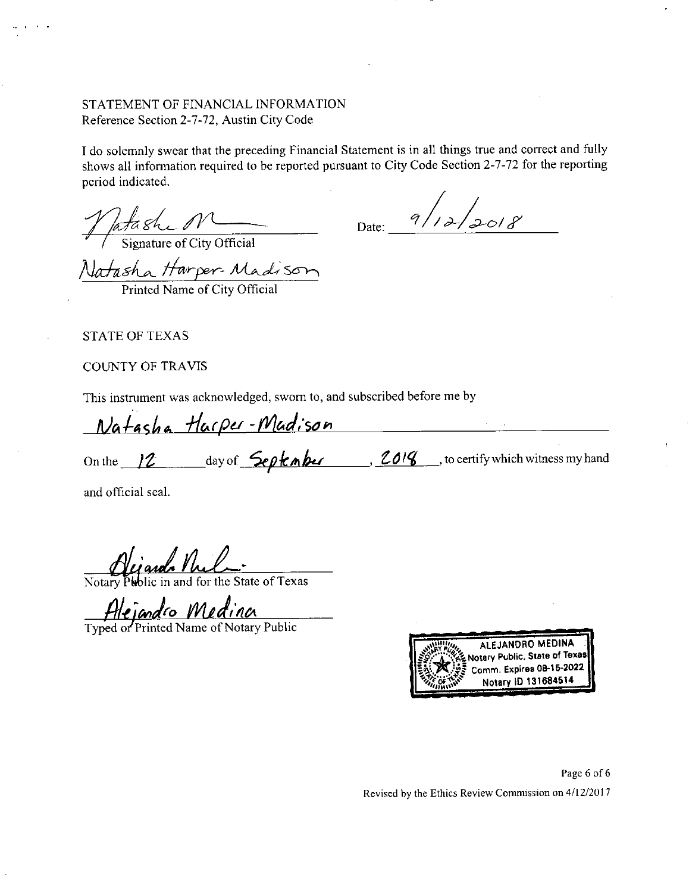STATEMENT OF FINANCIAL INFORMATION
Reference Section 2-7-72, Austin City Code

I do solemnly swear that the preceding Financial Statement is in all things true and correct and fully shows all information required to be reported pursuant to City Code Section 2-7-72 for the reporting period indicated.

Natasha M
Signature of City Official

Date: 9/12/2018

Natasha Harper-Madison
Printed Name of City Official

STATE OF TEXAS

COUNTY OF TRAVIS

This instrument was acknowledged, sworn to, and subscribed before me by

Natasha Harper-Madison

On the 12 day of September, 2018, to certify which witness my hand and official seal.

Alejandro Medina
Notary Public in and for the State of Texas

Alejandro Medina
Typed or Printed Name of Notary Public

ALEJANDRO MEDINA
Notary Public, State of Texas
Comm. Expires 08-15-2022
Notary ID 131684514

Revised by the Ethics Review Commission on 4/12/2017